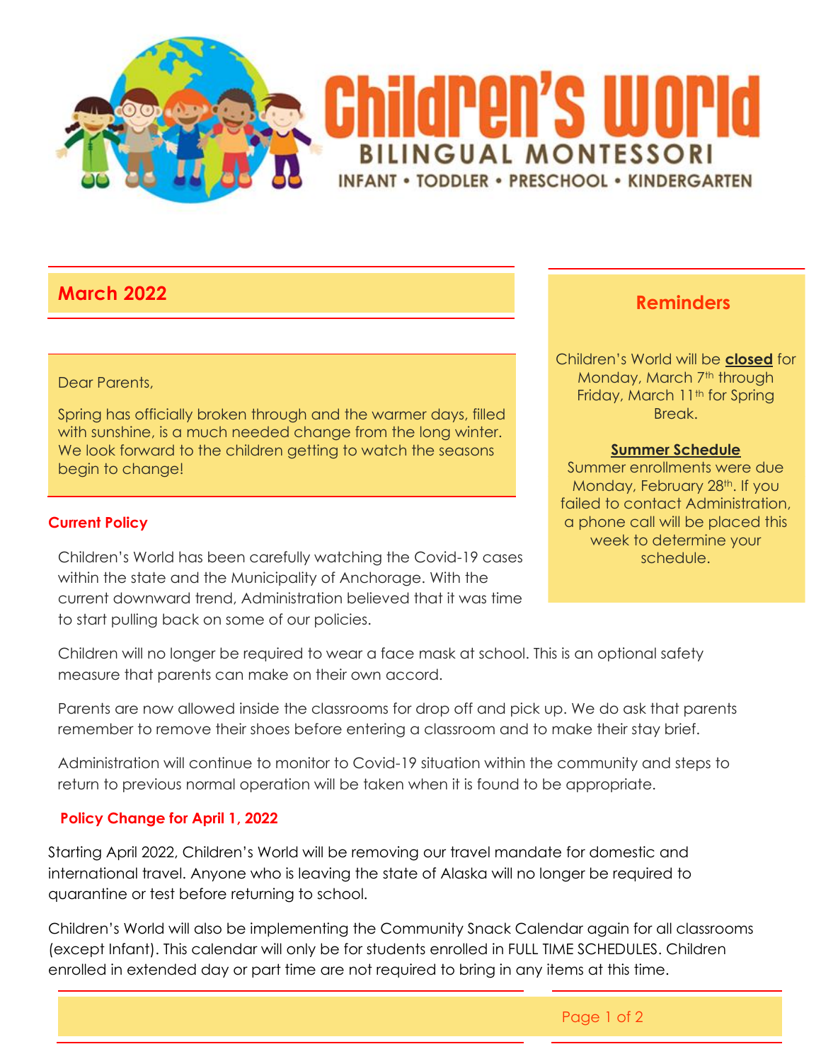# Children's World

## BILINGUAL MONTESSORI

INFANT • TODDLER • PRESCHOOL • KINDERGARTEN

## March 2022

Dear Parents,

Spring has officially broken through and the warmer days, filled with sunshine, is a much needed change from the long winter. We look forward to the children getting to watch the seasons begin to change!

### Reminders

Children's World will be **closed** for Monday, March 7th through Friday, March 11th for Spring Break.

**Summer Schedule**

Summer enrollments were due Monday, February 28th. If you failed to contact Administration, a phone call will be placed this week to determine your schedule.

### Current Policy

Children's World has been carefully watching the Covid-19 cases within the state and the Municipality of Anchorage. With the current downward trend, Administration believed that it was time to start pulling back on some of our policies.

Children will no longer be required to wear a face mask at school. This is an optional safety measure that parents can make on their own accord.

Parents are now allowed inside the classrooms for drop off and pick up. We do ask that parents remember to remove their shoes before entering a classroom and to make their stay brief.

Administration will continue to monitor to Covid-19 situation within the community and steps to return to previous normal operation will be taken when it is found to be appropriate.

### Policy Change for April 1, 2022

Starting April 2022, Children's World will be removing our travel mandate for domestic and international travel. Anyone who is leaving the state of Alaska will no longer be required to quarantine or test before returning to school.

Children's World will also be implementing the Community Snack Calendar again for all classrooms (except Infant). This calendar will only be for students enrolled in FULL TIME SCHEDULES. Children enrolled in extended day or part time are not required to bring in any items at this time.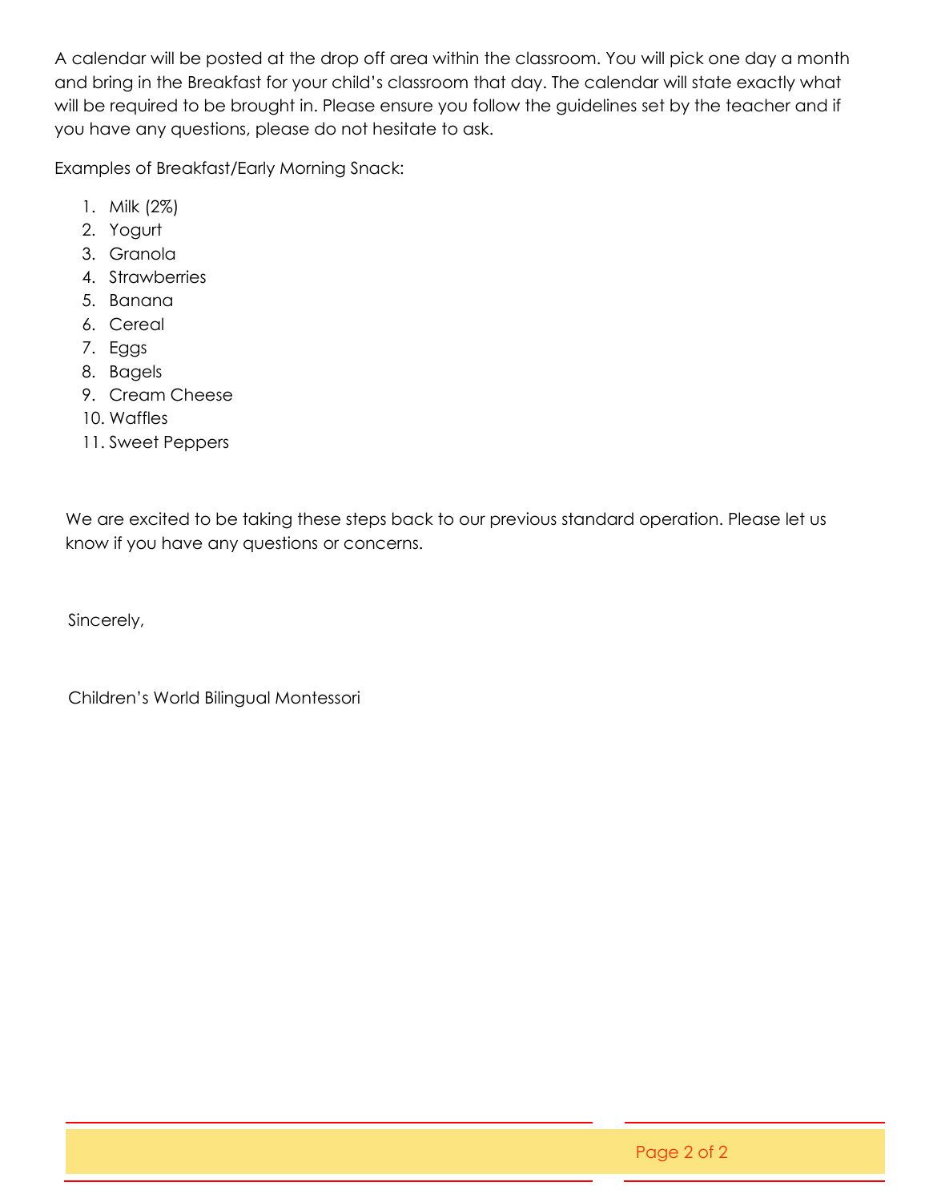A calendar will be posted at the drop off area within the classroom. You will pick one day a month and bring in the Breakfast for your child's classroom that day. The calendar will state exactly what will be required to be brought in. Please ensure you follow the guidelines set by the teacher and if you have any questions, please do not hesitate to ask.

Examples of Breakfast/Early Morning Snack:

1. Milk (2%)
2. Yogurt
3. Granola
4. Strawberries
5. Banana
6. Cereal
7. Eggs
8. Bagels
9. Cream Cheese
10. Waffles
11. Sweet Peppers

We are excited to be taking these steps back to our previous standard operation. Please let us know if you have any questions or concerns.

Sincerely,

Children's World Bilingual Montessori